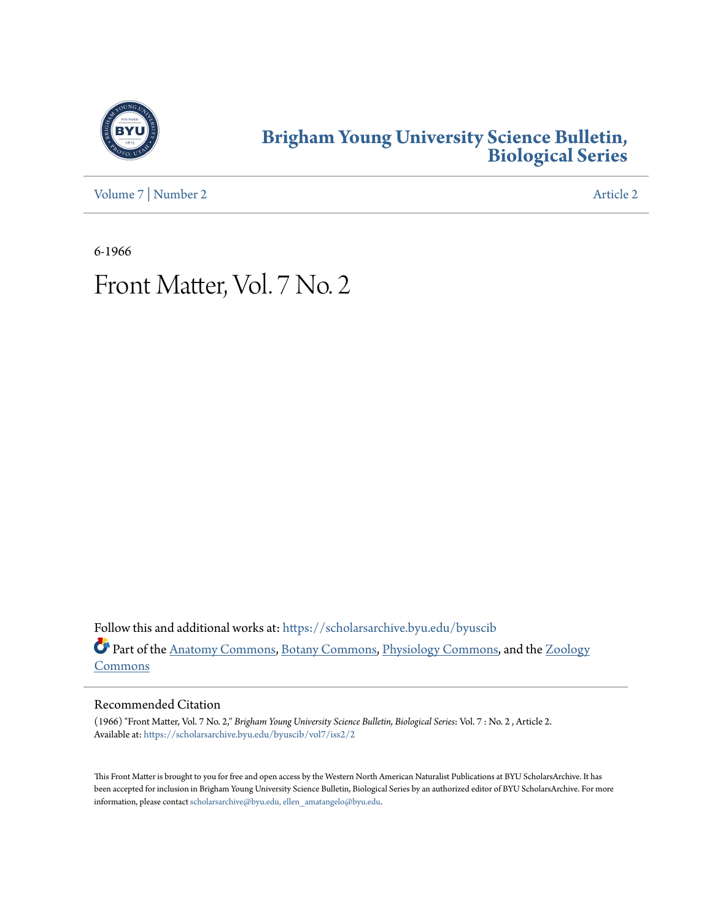# Brigham Young University Science Bulletin, Biological Series

Volume 7 | Number 2 Article 2

6-1966

# Front Matter, Vol. 7 No. 2

Follow this and additional works at: https://scholarsarchive.byu.edu/byuscib

Part of the Anatomy Commons, Botany Commons, Physiology Commons, and the Zoology Commons

## Recommended Citation

(1966) "Front Matter, Vol. 7 No. 2," *Brigham Young University Science Bulletin, Biological Series*: Vol. 7 : No. 2 , Article 2.
Available at: https://scholarsarchive.byu.edu/byuscib/vol7/iss2/2

This Front Matter is brought to you for free and open access by the Western North American Naturalist Publications at BYU ScholarsArchive. It has been accepted for inclusion in Brigham Young University Science Bulletin, Biological Series by an authorized editor of BYU ScholarsArchive. For more information, please contact scholarsarchive@byu.edu, ellen_amatangelo@byu.edu.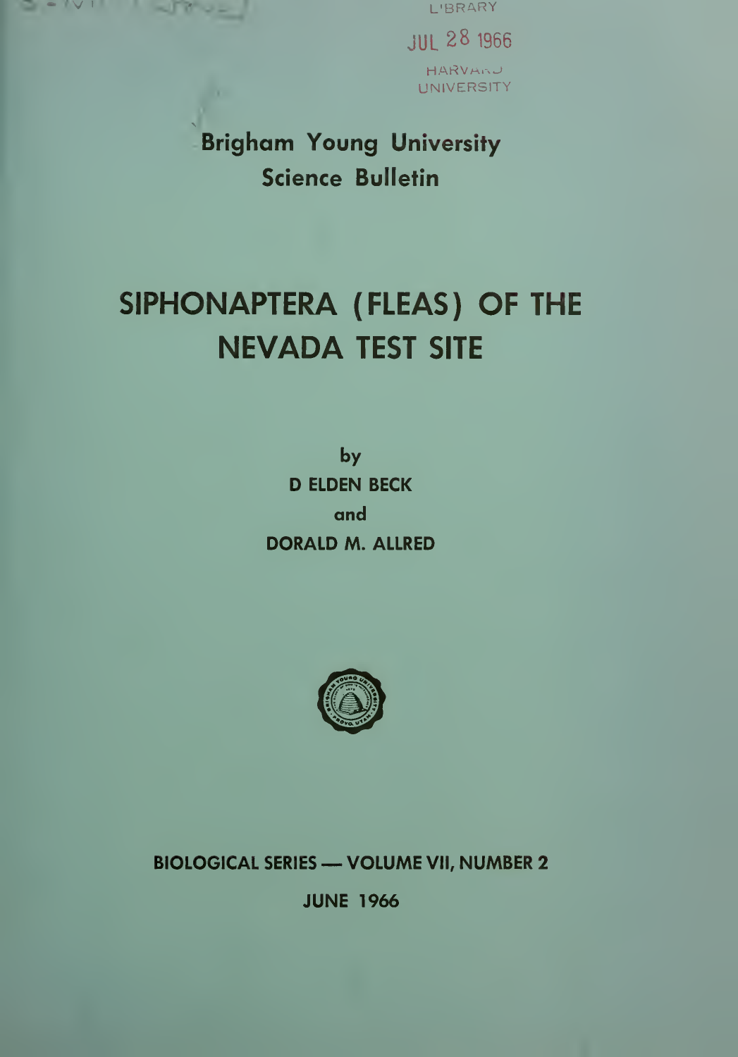LIBRARY

JUL 28 1966

HARVARD UNIVERSITY

# Brigham Young University Science Bulletin

# SIPHONAPTERA (FLEAS) OF THE NEVADA TEST SITE

by

**D ELDEN BECK**

and

**DORALD M. ALLRED**

**BIOLOGICAL SERIES — VOLUME VII, NUMBER 2**

**JUNE 1966**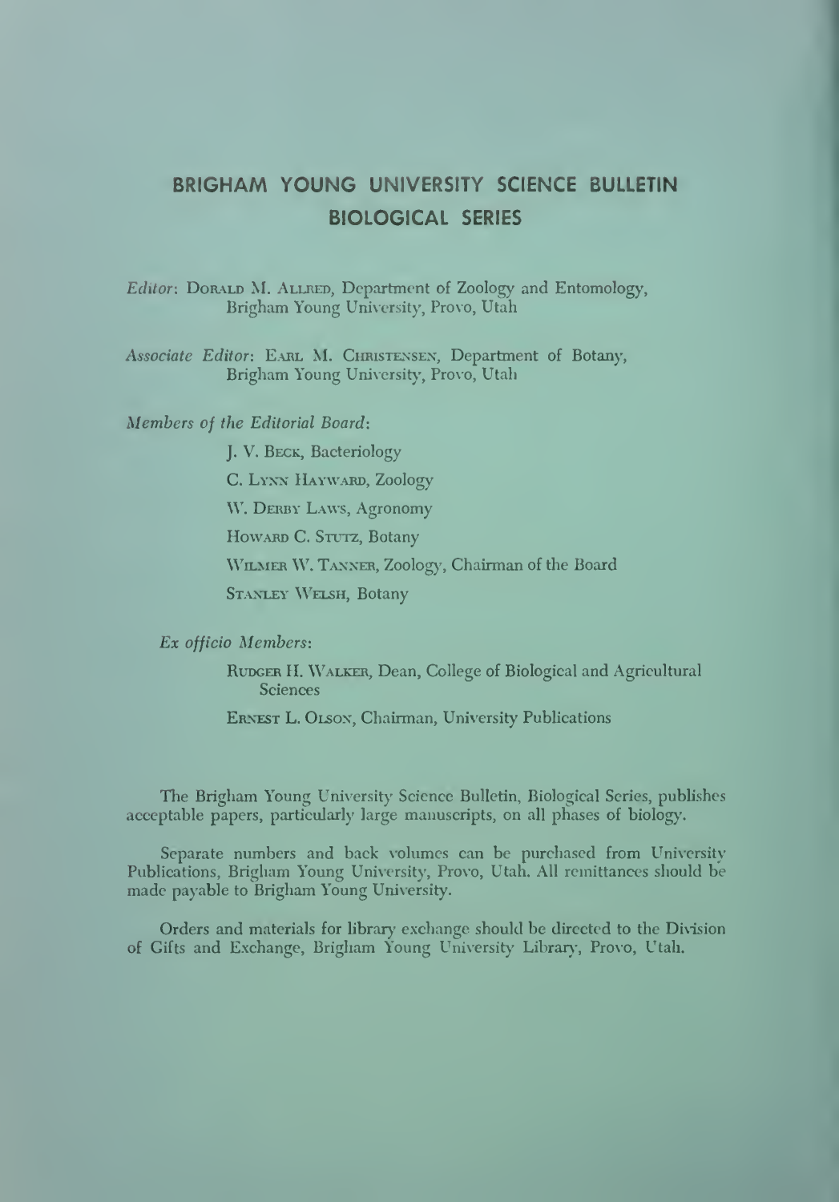## BRIGHAM YOUNG UNIVERSITY SCIENCE BULLETIN
## BIOLOGICAL SERIES

*Editor*: Dorald M. Allred, Department of Zoology and Entomology, Brigham Young University, Provo, Utah

*Associate Editor*: Earl M. Christensen, Department of Botany, Brigham Young University, Provo, Utah

*Members of the Editorial Board*:

J. V. Beck, Bacteriology

C. Lynn Hayward, Zoology

W. Derby Laws, Agronomy

Howard C. Stutz, Botany

Wilmer W. Tanner, Zoology, Chairman of the Board

Stanley Welsh, Botany

*Ex officio Members*:

Rudger H. Walker, Dean, College of Biological and Agricultural Sciences

Ernest L. Olson, Chairman, University Publications

The Brigham Young University Science Bulletin, Biological Series, publishes acceptable papers, particularly large manuscripts, on all phases of biology.

Separate numbers and back volumes can be purchased from University Publications, Brigham Young University, Provo, Utah. All remittances should be made payable to Brigham Young University.

Orders and materials for library exchange should be directed to the Division of Gifts and Exchange, Brigham Young University Library, Provo, Utah.